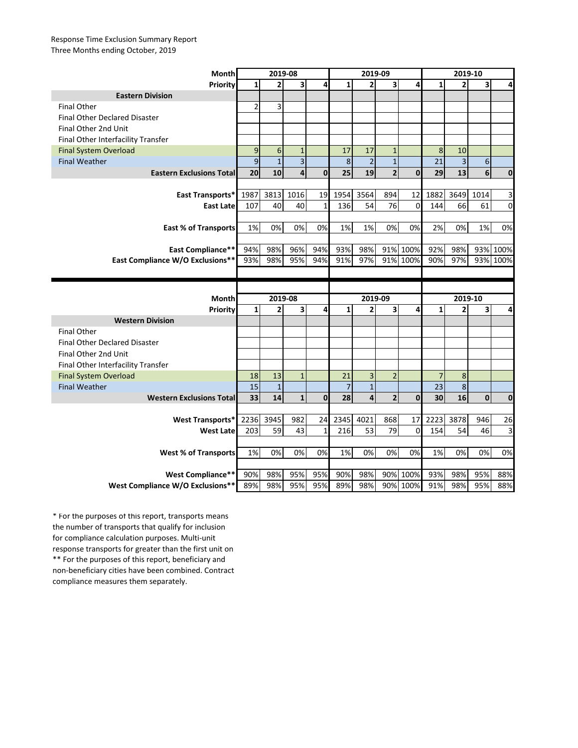Response Time Exclusion Summary Report
Three Months ending October, 2019

| Month | 2019-08 | | | | 2019-09 | | | | 2019-10 | | | |
|---|---|---|---|---|---|---|---|---|---|---|---|---|
| Priority | 1 | 2 | 3 | 4 | 1 | 2 | 3 | 4 | 1 | 2 | 3 | 4 |
| **Eastern Division** | | | | | | | | | | | | |
| Final Other | 2 | 3 | | | | | | | | | | |
| Final Other Declared Disaster | | | | | | | | | | | | |
| Final Other 2nd Unit | | | | | | | | | | | | |
| Final Other Interfacility Transfer | | | | | | | | | | | | |
| Final System Overload | 9 | 6 | 1 | | 17 | 17 | 1 | | 8 | 10 | | |
| Final Weather | 9 | 1 | 3 | | 8 | 2 | 1 | | 21 | 3 | 6 | |
| **Eastern Exclusions Total** | **20** | **10** | **4** | **0** | **25** | **19** | **2** | **0** | **29** | **13** | **6** | **0** |
| | | | | | | | | | | | | |
| **East Transports*** | 1987 | 3813 | 1016 | 19 | 1954 | 3564 | 894 | 12 | 1882 | 3649 | 1014 | 3 |
| **East Late** | 107 | 40 | 40 | 1 | 136 | 54 | 76 | 0 | 144 | 66 | 61 | 0 |
| | | | | | | | | | | | | |
| **East % of Transports** | 1% | 0% | 0% | 0% | 1% | 1% | 0% | 0% | 2% | 0% | 1% | 0% |
| | | | | | | | | | | | | |
| **East Compliance**** | 94% | 98% | 96% | 94% | 93% | 98% | 91% | 100% | 92% | 98% | 93% | 100% |
| **East Compliance W/O Exclusions**** | 93% | 98% | 95% | 94% | 91% | 97% | 91% | 100% | 90% | 97% | 93% | 100% |

| Month | 2019-08 | | | | 2019-09 | | | | 2019-10 | | | |
|---|---|---|---|---|---|---|---|---|---|---|---|---|
| Priority | 1 | 2 | 3 | 4 | 1 | 2 | 3 | 4 | 1 | 2 | 3 | 4 |
| **Western Division** | | | | | | | | | | | | |
| Final Other | | | | | | | | | | | | |
| Final Other Declared Disaster | | | | | | | | | | | | |
| Final Other 2nd Unit | | | | | | | | | | | | |
| Final Other Interfacility Transfer | | | | | | | | | | | | |
| Final System Overload | 18 | 13 | 1 | | 21 | 3 | 2 | | 7 | 8 | | |
| Final Weather | 15 | 1 | | | 7 | 1 | | | 23 | 8 | | |
| **Western Exclusions Total** | **33** | **14** | **1** | **0** | **28** | **4** | **2** | **0** | **30** | **16** | **0** | **0** |
| | | | | | | | | | | | | |
| **West Transports*** | 2236 | 3945 | 982 | 24 | 2345 | 4021 | 868 | 17 | 2223 | 3878 | 946 | 26 |
| **West Late** | 203 | 59 | 43 | 1 | 216 | 53 | 79 | 0 | 154 | 54 | 46 | 3 |
| | | | | | | | | | | | | |
| **West % of Transports** | 1% | 0% | 0% | 0% | 1% | 0% | 0% | 0% | 1% | 0% | 0% | 0% |
| | | | | | | | | | | | | |
| **West Compliance**** | 90% | 98% | 95% | 95% | 90% | 98% | 90% | 100% | 93% | 98% | 95% | 88% |
| **West Compliance W/O Exclusions**** | 89% | 98% | 95% | 95% | 89% | 98% | 90% | 100% | 91% | 98% | 95% | 88% |

* For the purposes of this report, transports means the number of transports that qualify for inclusion for compliance calculation purposes. Multi-unit response transports for greater than the first unit on

** For the purposes of this report, beneficiary and non-beneficiary cities have been combined. Contract compliance measures them separately.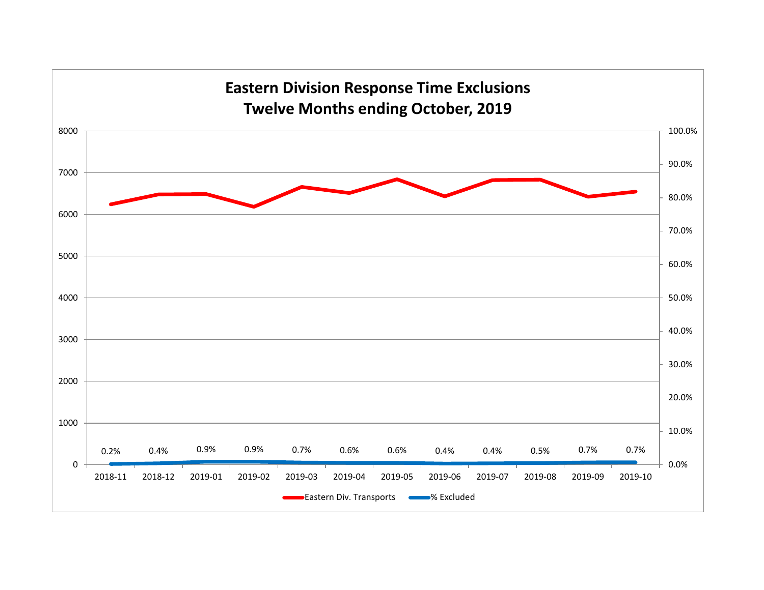## Eastern Division Response Time Exclusions
## Twelve Months ending October, 2019

| Month | % Excluded |
|---|---|
| 2018-11 | 0.2% |
| 2018-12 | 0.4% |
| 2019-01 | 0.9% |
| 2019-02 | 0.9% |
| 2019-03 | 0.7% |
| 2019-04 | 0.6% |
| 2019-05 | 0.6% |
| 2019-06 | 0.4% |
| 2019-07 | 0.4% |
| 2019-08 | 0.5% |
| 2019-09 | 0.7% |
| 2019-10 | 0.7% |

Eastern Div. Transports — % Excluded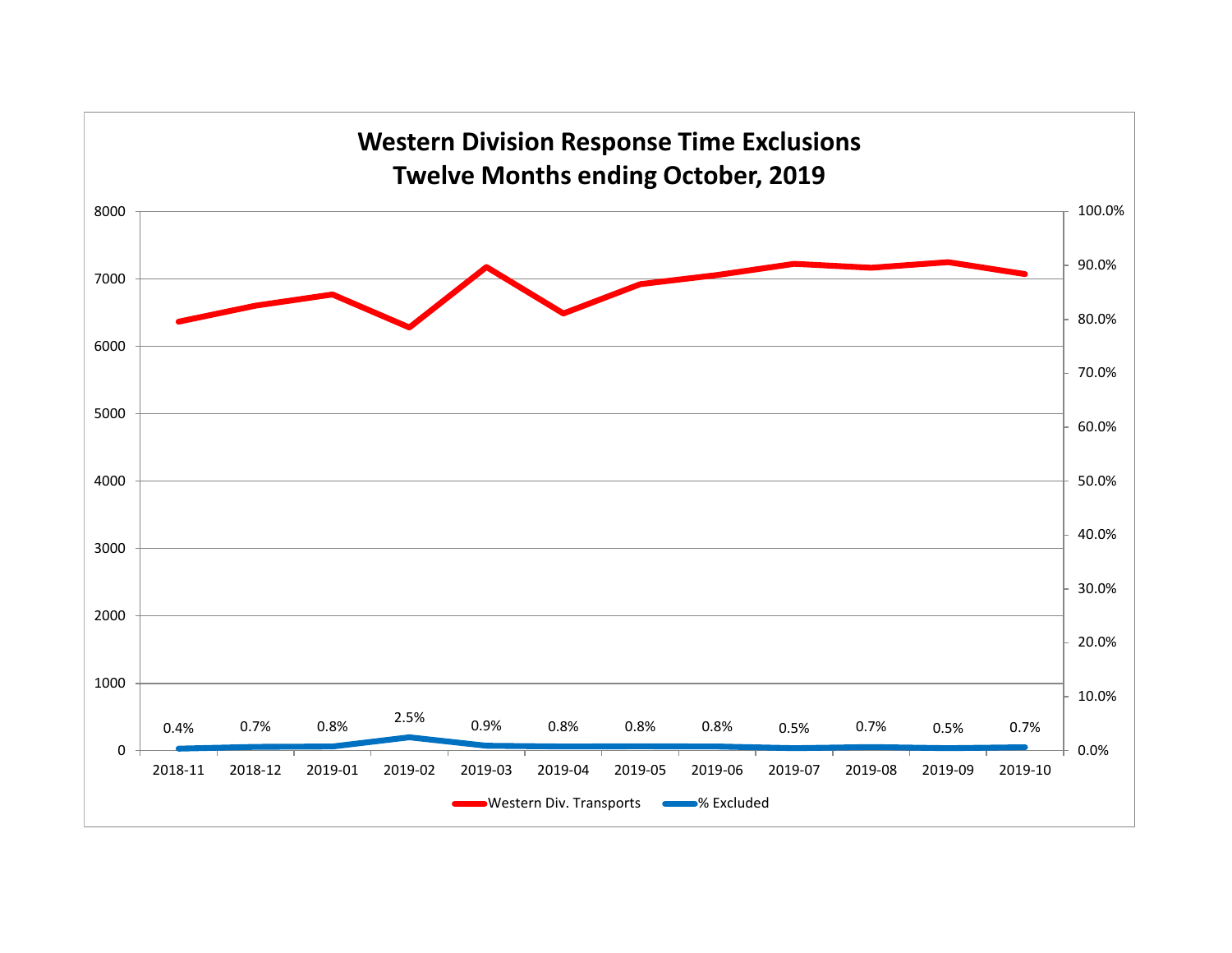**Western Division Response Time Exclusions**
**Twelve Months ending October, 2019**

8000
7000
6000
5000
4000
3000
2000
1000
0

100.0%
90.0%
80.0%
70.0%
60.0%
50.0%
40.0%
30.0%
20.0%
10.0%
0.0%

0.4% 0.7% 0.8% 2.5% 0.9% 0.8% 0.8% 0.8% 0.5% 0.7% 0.5% 0.7%

2018-11 2018-12 2019-01 2019-02 2019-03 2019-04 2019-05 2019-06 2019-07 2019-08 2019-09 2019-10

Western Div. Transports
% Excluded